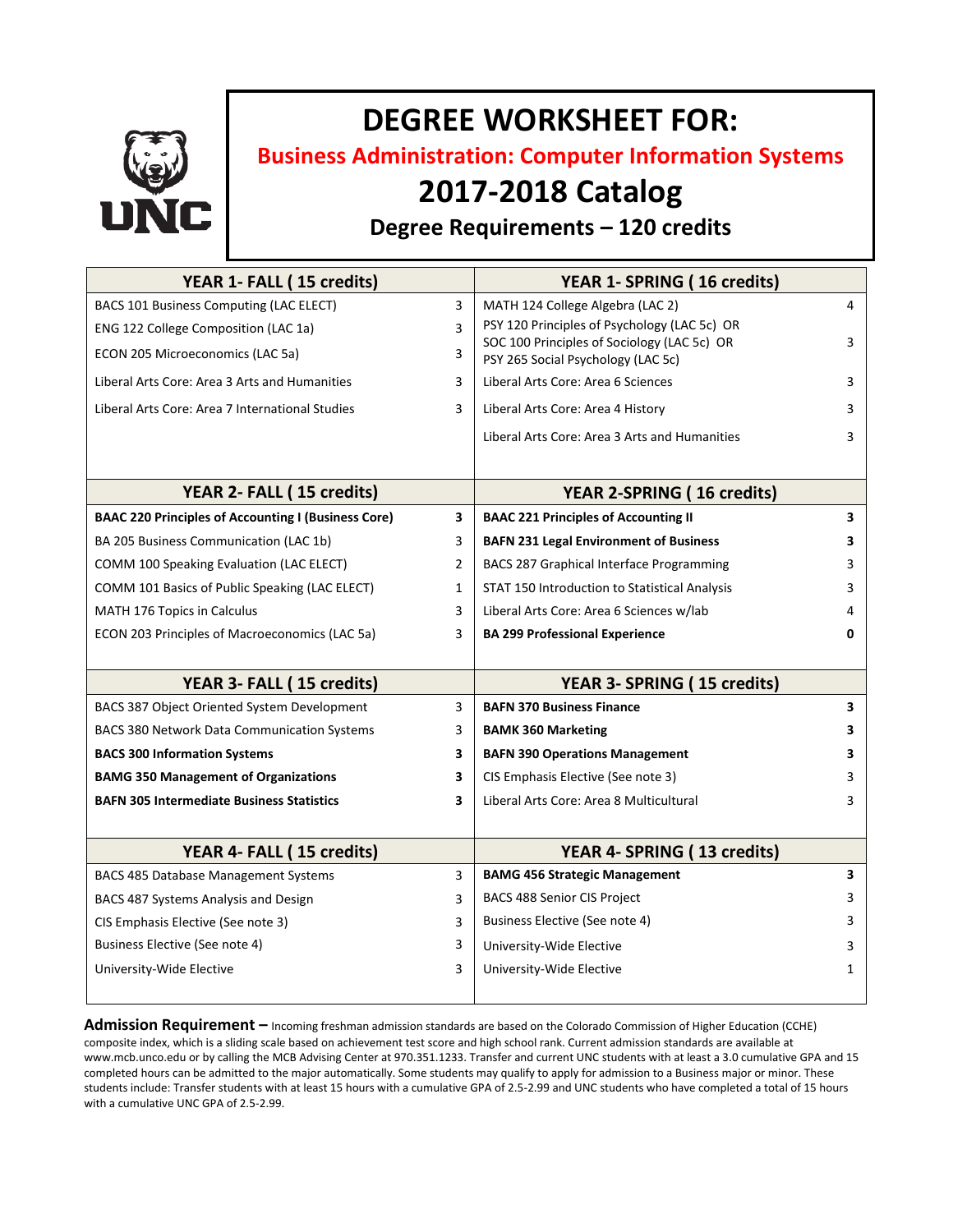# DEGREE WORKSHEET FOR:

## Business Administration: Computer Information Systems

## 2017-2018 Catalog

### Degree Requirements – 120 credits

| YEAR 1- FALL ( 15 credits) | | YEAR 1- SPRING ( 16 credits) | |
|---|---|---|---|
| BACS 101 Business Computing (LAC ELECT) | 3 | MATH 124 College Algebra (LAC 2) | 4 |
| ENG 122 College Composition (LAC 1a) | 3 | PSY 120 Principles of Psychology (LAC 5c) OR SOC 100 Principles of Sociology (LAC 5c) OR PSY 265 Social Psychology (LAC 5c) | 3 |
| ECON 205 Microeconomics (LAC 5a) | 3 | Liberal Arts Core: Area 6 Sciences | 3 |
| Liberal Arts Core: Area 3 Arts and Humanities | 3 | Liberal Arts Core: Area 4 History | 3 |
| Liberal Arts Core: Area 7 International Studies | 3 | Liberal Arts Core: Area 3 Arts and Humanities | 3 |

| YEAR 2- FALL ( 15 credits) | | YEAR 2-SPRING ( 16 credits) | |
|---|---|---|---|
| **BAAC 220 Principles of Accounting I (Business Core)** | **3** | **BAAC 221 Principles of Accounting II** | **3** |
| BA 205 Business Communication (LAC 1b) | 3 | **BAFN 231 Legal Environment of Business** | **3** |
| COMM 100 Speaking Evaluation (LAC ELECT) | 2 | BACS 287 Graphical Interface Programming | 3 |
| COMM 101 Basics of Public Speaking (LAC ELECT) | 1 | STAT 150 Introduction to Statistical Analysis | 3 |
| MATH 176 Topics in Calculus | 3 | Liberal Arts Core: Area 6 Sciences w/lab | 4 |
| ECON 203 Principles of Macroeconomics (LAC 5a) | 3 | **BA 299 Professional Experience** | **0** |

| YEAR 3- FALL ( 15 credits) | | YEAR 3- SPRING ( 15 credits) | |
|---|---|---|---|
| BACS 387 Object Oriented System Development | 3 | **BAFN 370 Business Finance** | **3** |
| BACS 380 Network Data Communication Systems | 3 | **BAMK 360 Marketing** | **3** |
| **BACS 300 Information Systems** | **3** | **BAFN 390 Operations Management** | **3** |
| **BAMG 350 Management of Organizations** | **3** | CIS Emphasis Elective (See note 3) | 3 |
| **BAFN 305 Intermediate Business Statistics** | **3** | Liberal Arts Core: Area 8 Multicultural | 3 |

| YEAR 4- FALL ( 15 credits) | | YEAR 4- SPRING ( 13 credits) | |
|---|---|---|---|
| BACS 485 Database Management Systems | 3 | **BAMG 456 Strategic Management** | **3** |
| BACS 487 Systems Analysis and Design | 3 | BACS 488 Senior CIS Project | 3 |
| CIS Emphasis Elective (See note 3) | 3 | Business Elective (See note 4) | 3 |
| Business Elective (See note 4) | 3 | University-Wide Elective | 3 |
| University-Wide Elective | 3 | University-Wide Elective | 1 |

**Admission Requirement –** Incoming freshman admission standards are based on the Colorado Commission of Higher Education (CCHE) composite index, which is a sliding scale based on achievement test score and high school rank. Current admission standards are available at www.mcb.unco.edu or by calling the MCB Advising Center at 970.351.1233. Transfer and current UNC students with at least a 3.0 cumulative GPA and 15 completed hours can be admitted to the major automatically. Some students may qualify to apply for admission to a Business major or minor. These students include: Transfer students with at least 15 hours with a cumulative GPA of 2.5-2.99 and UNC students who have completed a total of 15 hours with a cumulative UNC GPA of 2.5-2.99.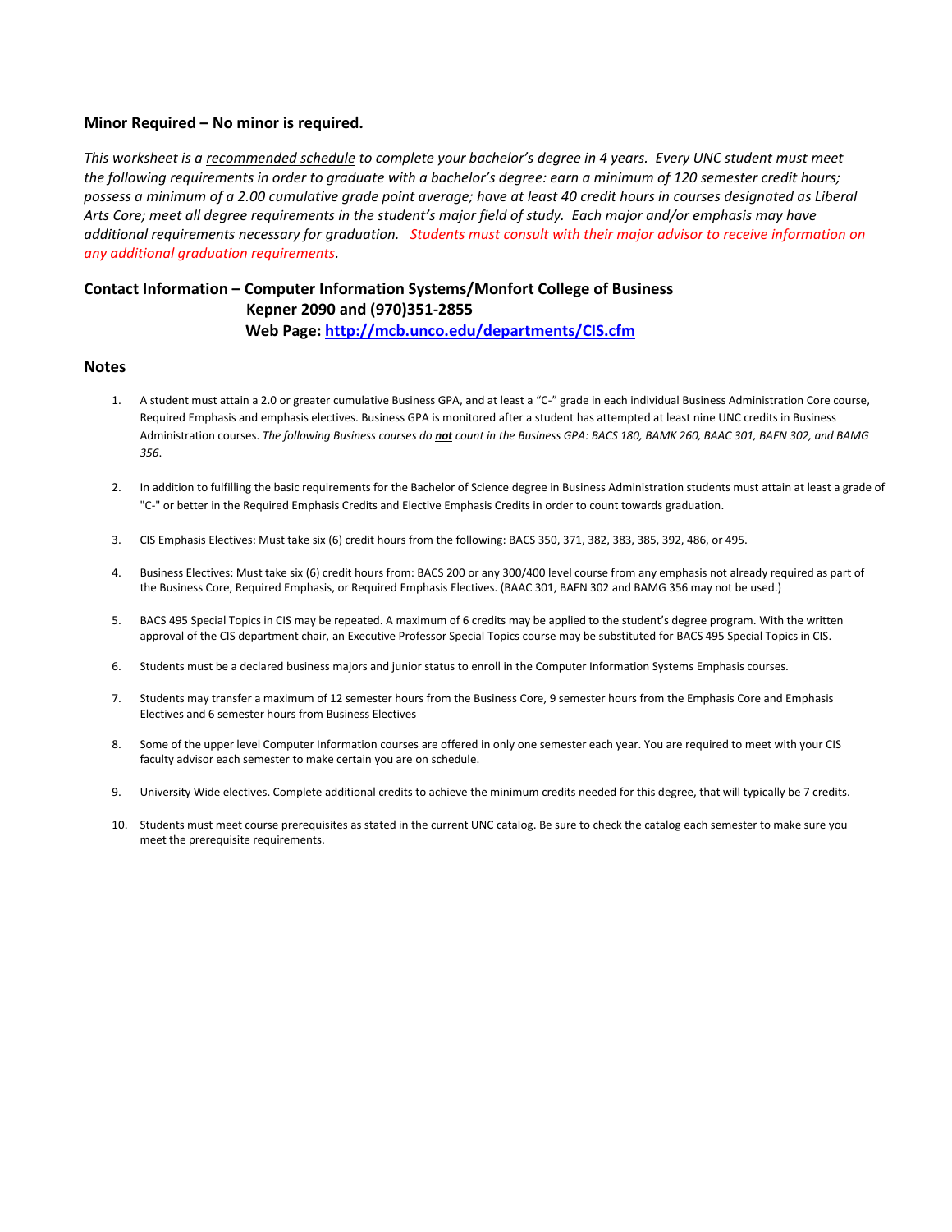**Minor Required – No minor is required.**

*This worksheet is a recommended schedule to complete your bachelor's degree in 4 years. Every UNC student must meet the following requirements in order to graduate with a bachelor's degree: earn a minimum of 120 semester credit hours; possess a minimum of a 2.00 cumulative grade point average; have at least 40 credit hours in courses designated as Liberal Arts Core; meet all degree requirements in the student's major field of study. Each major and/or emphasis may have additional requirements necessary for graduation. Students must consult with their major advisor to receive information on any additional graduation requirements.*

**Contact Information – Computer Information Systems/Monfort College of Business**
**Kepner 2090 and (970)351-2855**
**Web Page: [http://mcb.unco.edu/departments/CIS.cfm](http://mcb.unco.edu/departments/CIS.cfm)**

**Notes**

1. A student must attain a 2.0 or greater cumulative Business GPA, and at least a "C-" grade in each individual Business Administration Core course, Required Emphasis and emphasis electives. Business GPA is monitored after a student has attempted at least nine UNC credits in Business Administration courses. *The following Business courses do **not** count in the Business GPA: BACS 180, BAMK 260, BAAC 301, BAFN 302, and BAMG 356*.

2. In addition to fulfilling the basic requirements for the Bachelor of Science degree in Business Administration students must attain at least a grade of "C-" or better in the Required Emphasis Credits and Elective Emphasis Credits in order to count towards graduation.

3. CIS Emphasis Electives: Must take six (6) credit hours from the following: BACS 350, 371, 382, 383, 385, 392, 486, or 495.

4. Business Electives: Must take six (6) credit hours from: BACS 200 or any 300/400 level course from any emphasis not already required as part of the Business Core, Required Emphasis, or Required Emphasis Electives. (BAAC 301, BAFN 302 and BAMG 356 may not be used.)

5. BACS 495 Special Topics in CIS may be repeated. A maximum of 6 credits may be applied to the student's degree program. With the written approval of the CIS department chair, an Executive Professor Special Topics course may be substituted for BACS 495 Special Topics in CIS.

6. Students must be a declared business majors and junior status to enroll in the Computer Information Systems Emphasis courses.

7. Students may transfer a maximum of 12 semester hours from the Business Core, 9 semester hours from the Emphasis Core and Emphasis Electives and 6 semester hours from Business Electives

8. Some of the upper level Computer Information courses are offered in only one semester each year. You are required to meet with your CIS faculty advisor each semester to make certain you are on schedule.

9. University Wide electives. Complete additional credits to achieve the minimum credits needed for this degree, that will typically be 7 credits.

10. Students must meet course prerequisites as stated in the current UNC catalog. Be sure to check the catalog each semester to make sure you meet the prerequisite requirements.